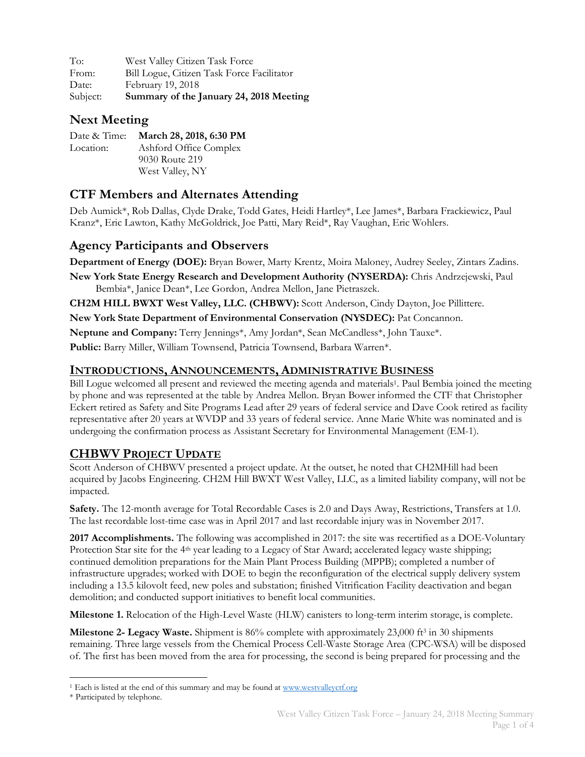To: West Valley Citizen Task Force
From: Bill Logue, Citizen Task Force Facilitator
Date: February 19, 2018
Subject: **Summary of the January 24, 2018 Meeting**

## Next Meeting

Date & Time: **March 28, 2018, 6:30 PM**
Location: Ashford Office Complex
9030 Route 219
West Valley, NY

## CTF Members and Alternates Attending

Deb Aumick*, Rob Dallas, Clyde Drake, Todd Gates, Heidi Hartley*, Lee James*, Barbara Frackiewicz, Paul Kranz*, Eric Lawton, Kathy McGoldrick, Joe Patti, Mary Reid*, Ray Vaughan, Eric Wohlers.

## Agency Participants and Observers

**Department of Energy (DOE):** Bryan Bower, Marty Krentz, Moira Maloney, Audrey Seeley, Zintars Zadins.

**New York State Energy Research and Development Authority (NYSERDA):** Chris Andrzejewski, Paul Bembia*, Janice Dean*, Lee Gordon, Andrea Mellon, Jane Pietraszek.

**CH2M HILL BWXT West Valley, LLC. (CHBWV):** Scott Anderson, Cindy Dayton, Joe Pillittere.

**New York State Department of Environmental Conservation (NYSDEC):** Pat Concannon.

**Neptune and Company:** Terry Jennings*, Amy Jordan*, Sean McCandless*, John Tauxe*.

**Public:** Barry Miller, William Townsend, Patricia Townsend, Barbara Warren*.

## INTRODUCTIONS, ANNOUNCEMENTS, ADMINISTRATIVE BUSINESS

Bill Logue welcomed all present and reviewed the meeting agenda and materials[1]. Paul Bembia joined the meeting by phone and was represented at the table by Andrea Mellon. Bryan Bower informed the CTF that Christopher Eckert retired as Safety and Site Programs Lead after 29 years of federal service and Dave Cook retired as facility representative after 20 years at WVDP and 33 years of federal service. Anne Marie White was nominated and is undergoing the confirmation process as Assistant Secretary for Environmental Management (EM-1).

## CHBWV PROJECT UPDATE

Scott Anderson of CHBWV presented a project update. At the outset, he noted that CH2MHill had been acquired by Jacobs Engineering. CH2M Hill BWXT West Valley, LLC, as a limited liability company, will not be impacted.

**Safety.** The 12-month average for Total Recordable Cases is 2.0 and Days Away, Restrictions, Transfers at 1.0. The last recordable lost-time case was in April 2017 and last recordable injury was in November 2017.

**2017 Accomplishments.** The following was accomplished in 2017: the site was recertified as a DOE-Voluntary Protection Star site for the 4th year leading to a Legacy of Star Award; accelerated legacy waste shipping; continued demolition preparations for the Main Plant Process Building (MPPB); completed a number of infrastructure upgrades; worked with DOE to begin the reconfiguration of the electrical supply delivery system including a 13.5 kilovolt feed, new poles and substation; finished Vitrification Facility deactivation and began demolition; and conducted support initiatives to benefit local communities.

**Milestone 1.** Relocation of the High-Level Waste (HLW) canisters to long-term interim storage, is complete.

**Milestone 2- Legacy Waste.** Shipment is 86% complete with approximately 23,000 ft$^3$ in 30 shipments remaining. Three large vessels from the Chemical Process Cell-Waste Storage Area (CPC-WSA) will be disposed of. The first has been moved from the area for processing, the second is being prepared for processing and the

---

[1] Each is listed at the end of this summary and may be found at www.westvalleyctf.org

* Participated by telephone.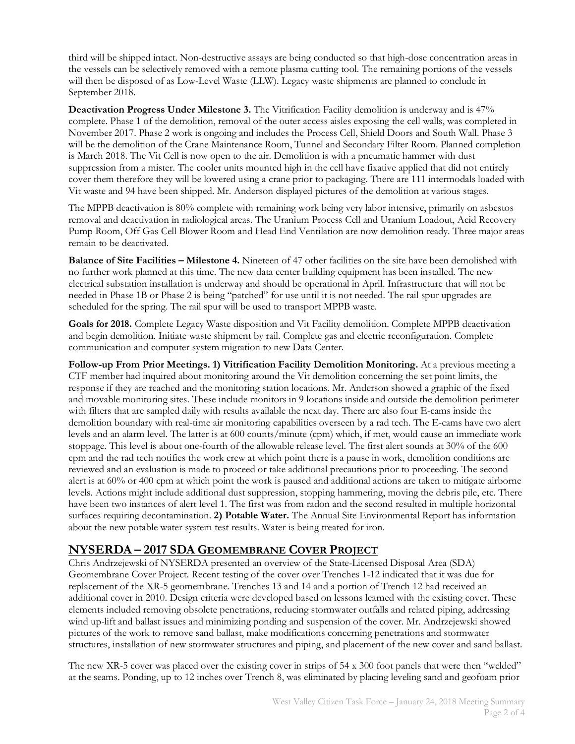third will be shipped intact. Non-destructive assays are being conducted so that high-dose concentration areas in the vessels can be selectively removed with a remote plasma cutting tool. The remaining portions of the vessels will then be disposed of as Low-Level Waste (LLW). Legacy waste shipments are planned to conclude in September 2018.

**Deactivation Progress Under Milestone 3.** The Vitrification Facility demolition is underway and is 47% complete. Phase 1 of the demolition, removal of the outer access aisles exposing the cell walls, was completed in November 2017. Phase 2 work is ongoing and includes the Process Cell, Shield Doors and South Wall. Phase 3 will be the demolition of the Crane Maintenance Room, Tunnel and Secondary Filter Room. Planned completion is March 2018. The Vit Cell is now open to the air. Demolition is with a pneumatic hammer with dust suppression from a mister. The cooler units mounted high in the cell have fixative applied that did not entirely cover them therefore they will be lowered using a crane prior to packaging. There are 111 intermodals loaded with Vit waste and 94 have been shipped. Mr. Anderson displayed pictures of the demolition at various stages.

The MPPB deactivation is 80% complete with remaining work being very labor intensive, primarily on asbestos removal and deactivation in radiological areas. The Uranium Process Cell and Uranium Loadout, Acid Recovery Pump Room, Off Gas Cell Blower Room and Head End Ventilation are now demolition ready. Three major areas remain to be deactivated.

**Balance of Site Facilities – Milestone 4.** Nineteen of 47 other facilities on the site have been demolished with no further work planned at this time. The new data center building equipment has been installed. The new electrical substation installation is underway and should be operational in April. Infrastructure that will not be needed in Phase 1B or Phase 2 is being "patched" for use until it is not needed. The rail spur upgrades are scheduled for the spring. The rail spur will be used to transport MPPB waste.

**Goals for 2018.** Complete Legacy Waste disposition and Vit Facility demolition. Complete MPPB deactivation and begin demolition. Initiate waste shipment by rail. Complete gas and electric reconfiguration. Complete communication and computer system migration to new Data Center.

**Follow-up From Prior Meetings. 1) Vitrification Facility Demolition Monitoring.** At a previous meeting a CTF member had inquired about monitoring around the Vit demolition concerning the set point limits, the response if they are reached and the monitoring station locations. Mr. Anderson showed a graphic of the fixed and movable monitoring sites. These include monitors in 9 locations inside and outside the demolition perimeter with filters that are sampled daily with results available the next day. There are also four E-cams inside the demolition boundary with real-time air monitoring capabilities overseen by a rad tech. The E-cams have two alert levels and an alarm level. The latter is at 600 counts/minute (cpm) which, if met, would cause an immediate work stoppage. This level is about one-fourth of the allowable release level. The first alert sounds at 30% of the 600 cpm and the rad tech notifies the work crew at which point there is a pause in work, demolition conditions are reviewed and an evaluation is made to proceed or take additional precautions prior to proceeding. The second alert is at 60% or 400 cpm at which point the work is paused and additional actions are taken to mitigate airborne levels. Actions might include additional dust suppression, stopping hammering, moving the debris pile, etc. There have been two instances of alert level 1. The first was from radon and the second resulted in multiple horizontal surfaces requiring decontamination. **2) Potable Water.** The Annual Site Environmental Report has information about the new potable water system test results. Water is being treated for iron.

## NYSERDA – 2017 SDA GEOMEMBRANE COVER PROJECT

Chris Andrzejewski of NYSERDA presented an overview of the State-Licensed Disposal Area (SDA) Geomembrane Cover Project. Recent testing of the cover over Trenches 1-12 indicated that it was due for replacement of the XR-5 geomembrane. Trenches 13 and 14 and a portion of Trench 12 had received an additional cover in 2010. Design criteria were developed based on lessons learned with the existing cover. These elements included removing obsolete penetrations, reducing stormwater outfalls and related piping, addressing wind up-lift and ballast issues and minimizing ponding and suspension of the cover. Mr. Andrzejewski showed pictures of the work to remove sand ballast, make modifications concerning penetrations and stormwater structures, installation of new stormwater structures and piping, and placement of the new cover and sand ballast.

The new XR-5 cover was placed over the existing cover in strips of 54 x 300 foot panels that were then "welded" at the seams. Ponding, up to 12 inches over Trench 8, was eliminated by placing leveling sand and geofoam prior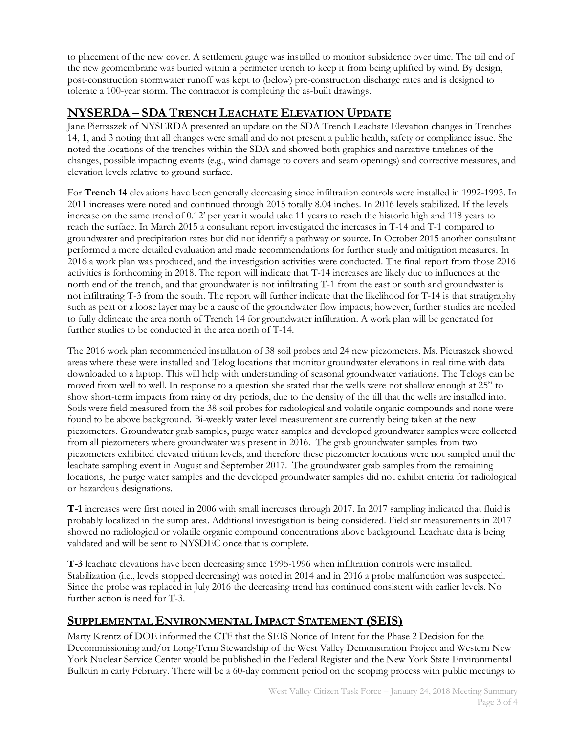to placement of the new cover. A settlement gauge was installed to monitor subsidence over time. The tail end of the new geomembrane was buried within a perimeter trench to keep it from being uplifted by wind. By design, post-construction stormwater runoff was kept to (below) pre-construction discharge rates and is designed to tolerate a 100-year storm. The contractor is completing the as-built drawings.

## NYSERDA – SDA TRENCH LEACHATE ELEVATION UPDATE

Jane Pietraszek of NYSERDA presented an update on the SDA Trench Leachate Elevation changes in Trenches 14, 1, and 3 noting that all changes were small and do not present a public health, safety or compliance issue. She noted the locations of the trenches within the SDA and showed both graphics and narrative timelines of the changes, possible impacting events (e.g., wind damage to covers and seam openings) and corrective measures, and elevation levels relative to ground surface.

For **Trench 14** elevations have been generally decreasing since infiltration controls were installed in 1992-1993. In 2011 increases were noted and continued through 2015 totally 8.04 inches. In 2016 levels stabilized. If the levels increase on the same trend of 0.12' per year it would take 11 years to reach the historic high and 118 years to reach the surface. In March 2015 a consultant report investigated the increases in T-14 and T-1 compared to groundwater and precipitation rates but did not identify a pathway or source. In October 2015 another consultant performed a more detailed evaluation and made recommendations for further study and mitigation measures. In 2016 a work plan was produced, and the investigation activities were conducted. The final report from those 2016 activities is forthcoming in 2018. The report will indicate that T-14 increases are likely due to influences at the north end of the trench, and that groundwater is not infiltrating T-1 from the east or south and groundwater is not infiltrating T-3 from the south. The report will further indicate that the likelihood for T-14 is that stratigraphy such as peat or a loose layer may be a cause of the groundwater flow impacts; however, further studies are needed to fully delineate the area north of Trench 14 for groundwater infiltration. A work plan will be generated for further studies to be conducted in the area north of T-14.

The 2016 work plan recommended installation of 38 soil probes and 24 new piezometers. Ms. Pietraszek showed areas where these were installed and Telog locations that monitor groundwater elevations in real time with data downloaded to a laptop. This will help with understanding of seasonal groundwater variations. The Telogs can be moved from well to well. In response to a question she stated that the wells were not shallow enough at 25" to show short-term impacts from rainy or dry periods, due to the density of the till that the wells are installed into. Soils were field measured from the 38 soil probes for radiological and volatile organic compounds and none were found to be above background. Bi-weekly water level measurement are currently being taken at the new piezometers. Groundwater grab samples, purge water samples and developed groundwater samples were collected from all piezometers where groundwater was present in 2016. The grab groundwater samples from two piezometers exhibited elevated tritium levels, and therefore these piezometer locations were not sampled until the leachate sampling event in August and September 2017. The groundwater grab samples from the remaining locations, the purge water samples and the developed groundwater samples did not exhibit criteria for radiological or hazardous designations.

**T-1** increases were first noted in 2006 with small increases through 2017. In 2017 sampling indicated that fluid is probably localized in the sump area. Additional investigation is being considered. Field air measurements in 2017 showed no radiological or volatile organic compound concentrations above background. Leachate data is being validated and will be sent to NYSDEC once that is complete.

**T-3** leachate elevations have been decreasing since 1995-1996 when infiltration controls were installed. Stabilization (i.e., levels stopped decreasing) was noted in 2014 and in 2016 a probe malfunction was suspected. Since the probe was replaced in July 2016 the decreasing trend has continued consistent with earlier levels. No further action is need for T-3.

## SUPPLEMENTAL ENVIRONMENTAL IMPACT STATEMENT (SEIS)

Marty Krentz of DOE informed the CTF that the SEIS Notice of Intent for the Phase 2 Decision for the Decommissioning and/or Long-Term Stewardship of the West Valley Demonstration Project and Western New York Nuclear Service Center would be published in the Federal Register and the New York State Environmental Bulletin in early February. There will be a 60-day comment period on the scoping process with public meetings to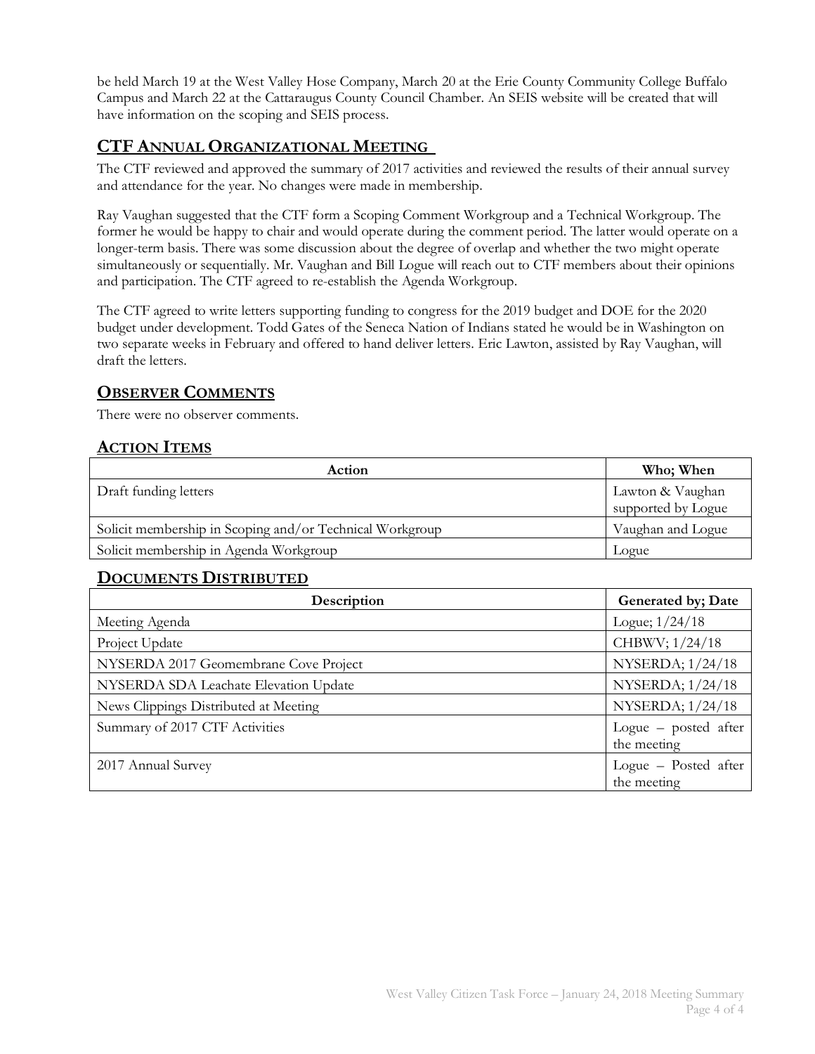be held March 19 at the West Valley Hose Company, March 20 at the Erie County Community College Buffalo Campus and March 22 at the Cattaraugus County Council Chamber. An SEIS website will be created that will have information on the scoping and SEIS process.

## CTF Annual Organizational Meeting

The CTF reviewed and approved the summary of 2017 activities and reviewed the results of their annual survey and attendance for the year. No changes were made in membership.

Ray Vaughan suggested that the CTF form a Scoping Comment Workgroup and a Technical Workgroup. The former he would be happy to chair and would operate during the comment period. The latter would operate on a longer-term basis. There was some discussion about the degree of overlap and whether the two might operate simultaneously or sequentially. Mr. Vaughan and Bill Logue will reach out to CTF members about their opinions and participation. The CTF agreed to re-establish the Agenda Workgroup.

The CTF agreed to write letters supporting funding to congress for the 2019 budget and DOE for the 2020 budget under development. Todd Gates of the Seneca Nation of Indians stated he would be in Washington on two separate weeks in February and offered to hand deliver letters. Eric Lawton, assisted by Ray Vaughan, will draft the letters.

## Observer Comments

There were no observer comments.

## Action Items

| Action | Who; When |
|---|---|
| Draft funding letters | Lawton & Vaughan supported by Logue |
| Solicit membership in Scoping and/or Technical Workgroup | Vaughan and Logue |
| Solicit membership in Agenda Workgroup | Logue |

## Documents Distributed

| Description | Generated by; Date |
|---|---|
| Meeting Agenda | Logue; 1/24/18 |
| Project Update | CHBWV; 1/24/18 |
| NYSERDA 2017 Geomembrane Cove Project | NYSERDA; 1/24/18 |
| NYSERDA SDA Leachate Elevation Update | NYSERDA; 1/24/18 |
| News Clippings Distributed at Meeting | NYSERDA; 1/24/18 |
| Summary of 2017 CTF Activities | Logue – posted after the meeting |
| 2017 Annual Survey | Logue – Posted after the meeting |